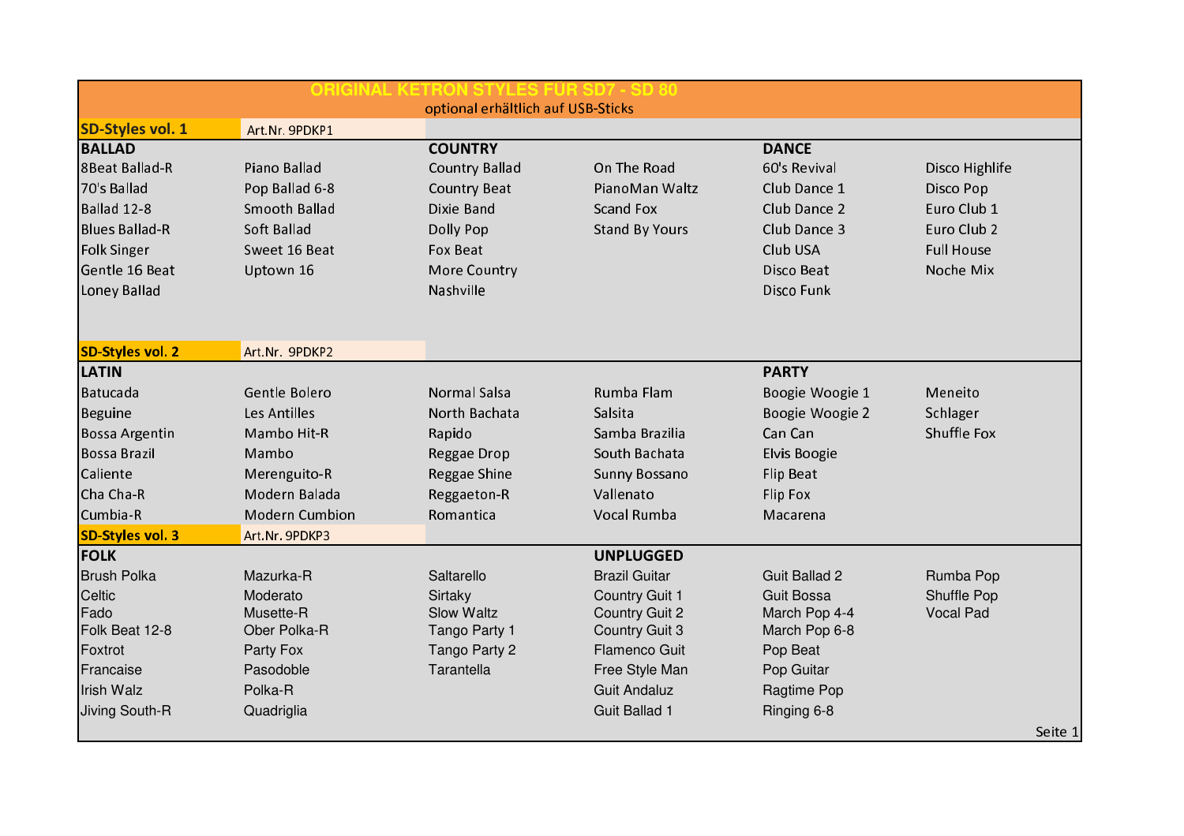# ORIGINAL KETRON STYLES FÜR SD7 - SD 80

optional erhältlich auf USB-Sticks

## SD-Styles vol. 1 — Art.Nr. 9PDKP1

| BALLAD | | COUNTRY | | DANCE | |
|---|---|---|---|---|---|
| 8Beat Ballad-R | Piano Ballad | Country Ballad | On The Road | 60's Revival | Disco Highlife |
| 70's Ballad | Pop Ballad 6-8 | Country Beat | PianoMan Waltz | Club Dance 1 | Disco Pop |
| Ballad 12-8 | Smooth Ballad | Dixie Band | Scand Fox | Club Dance 2 | Euro Club 1 |
| Blues Ballad-R | Soft Ballad | Dolly Pop | Stand By Yours | Club Dance 3 | Euro Club 2 |
| Folk Singer | Sweet 16 Beat | Fox Beat | | Club USA | Full House |
| Gentle 16 Beat | Uptown 16 | More Country | | Disco Beat | Noche Mix |
| Loney Ballad | | Nashville | | Disco Funk | |

## SD-Styles vol. 2 — Art.Nr. 9PDKP2

| LATIN | | | | PARTY | |
|---|---|---|---|---|---|
| Batucada | Gentle Bolero | Normal Salsa | Rumba Flam | Boogie Woogie 1 | Meneito |
| Beguine | Les Antilles | North Bachata | Salsita | Boogie Woogie 2 | Schlager |
| Bossa Argentin | Mambo Hit-R | Rapido | Samba Brazilia | Can Can | Shuffle Fox |
| Bossa Brazil | Mambo | Reggae Drop | South Bachata | Elvis Boogie | |
| Caliente | Merenguito-R | Reggae Shine | Sunny Bossano | Flip Beat | |
| Cha Cha-R | Modern Balada | Reggaeton-R | Vallenato | Flip Fox | |
| Cumbia-R | Modern Cumbion | Romantica | Vocal Rumba | Macarena | |

## SD-Styles vol. 3 — Art.Nr. 9PDKP3

| FOLK | | | UNPLUGGED | | |
|---|---|---|---|---|---|
| Brush Polka | Mazurka-R | Saltarello | Brazil Guitar | Guit Ballad 2 | Rumba Pop |
| Celtic | Moderato | Sirtaky | Country Guit 1 | Guit Bossa | Shuffle Pop |
| Fado | Musette-R | Slow Waltz | Country Guit 2 | March Pop 4-4 | Vocal Pad |
| Folk Beat 12-8 | Ober Polka-R | Tango Party 1 | Country Guit 3 | March Pop 6-8 | |
| Foxtrot | Party Fox | Tango Party 2 | Flamenco Guit | Pop Beat | |
| Francaise | Pasodoble | Tarantella | Free Style Man | Pop Guitar | |
| Irish Walz | Polka-R | | Guit Andaluz | Ragtime Pop | |
| Jiving South-R | Quadriglia | | Guit Ballad 1 | Ringing 6-8 | |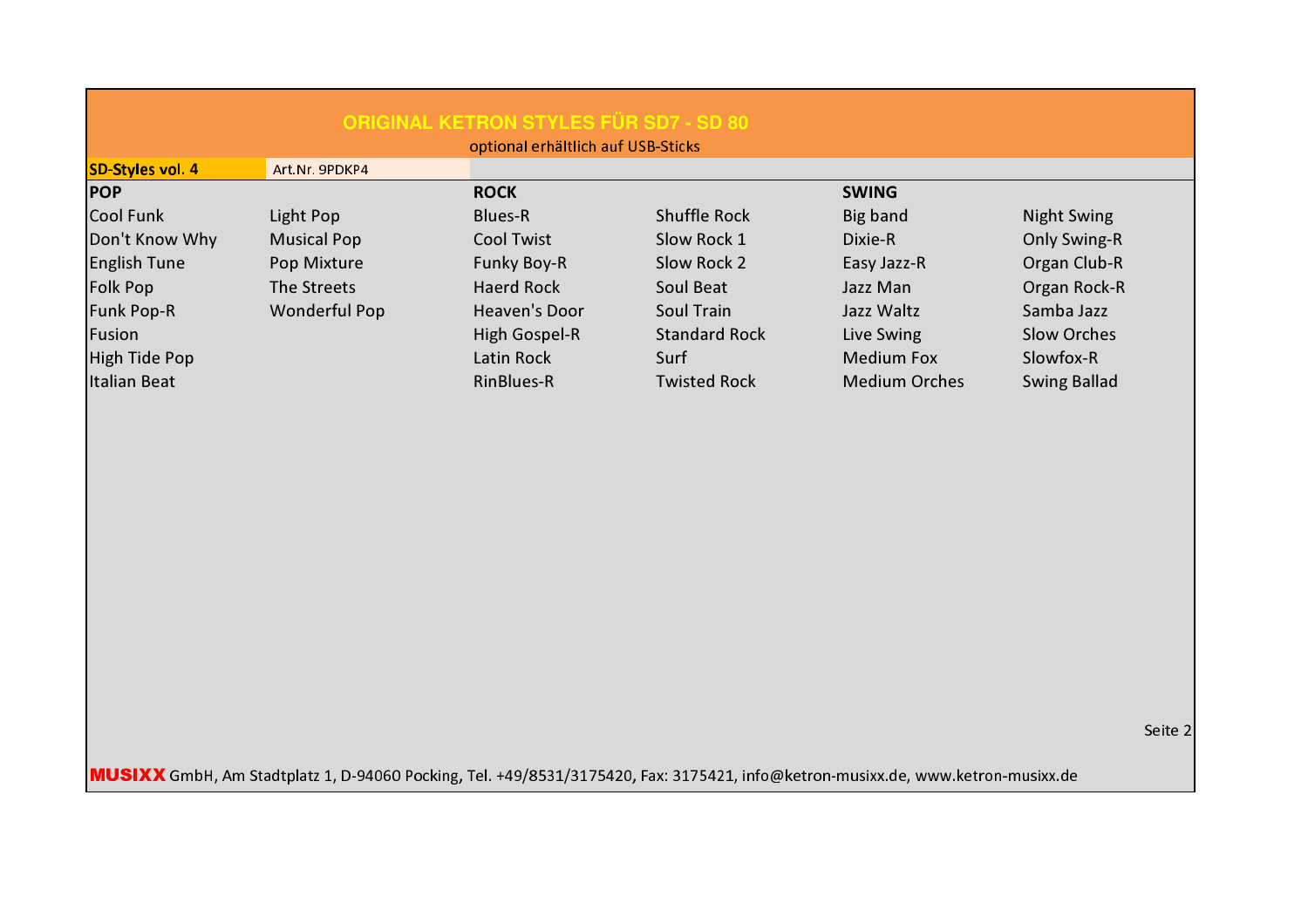# ORIGINAL KETRON STYLES FÜR SD7 - SD 80

optional erhältlich auf USB-Sticks

**SD-Styles vol. 4** Art.Nr. 9PDKP4

| **POP** | | **ROCK** | | **SWING** | |
|---|---|---|---|---|---|
| Cool Funk | Light Pop | Blues-R | Shuffle Rock | Big band | Night Swing |
| Don't Know Why | Musical Pop | Cool Twist | Slow Rock 1 | Dixie-R | Only Swing-R |
| English Tune | Pop Mixture | Funky Boy-R | Slow Rock 2 | Easy Jazz-R | Organ Club-R |
| Folk Pop | The Streets | Haerd Rock | Soul Beat | Jazz Man | Organ Rock-R |
| Funk Pop-R | Wonderful Pop | Heaven's Door | Soul Train | Jazz Waltz | Samba Jazz |
| Fusion | | High Gospel-R | Standard Rock | Live Swing | Slow Orches |
| High Tide Pop | | Latin Rock | Surf | Medium Fox | Slowfox-R |
| Italian Beat | | RinBlues-R | Twisted Rock | Medium Orches | Swing Ballad |

**MUSIXX** GmbH, Am Stadtplatz 1, D-94060 Pocking, Tel. +49/8531/3175420, Fax: 3175421, info@ketron-musixx.de, www.ketron-musixx.de